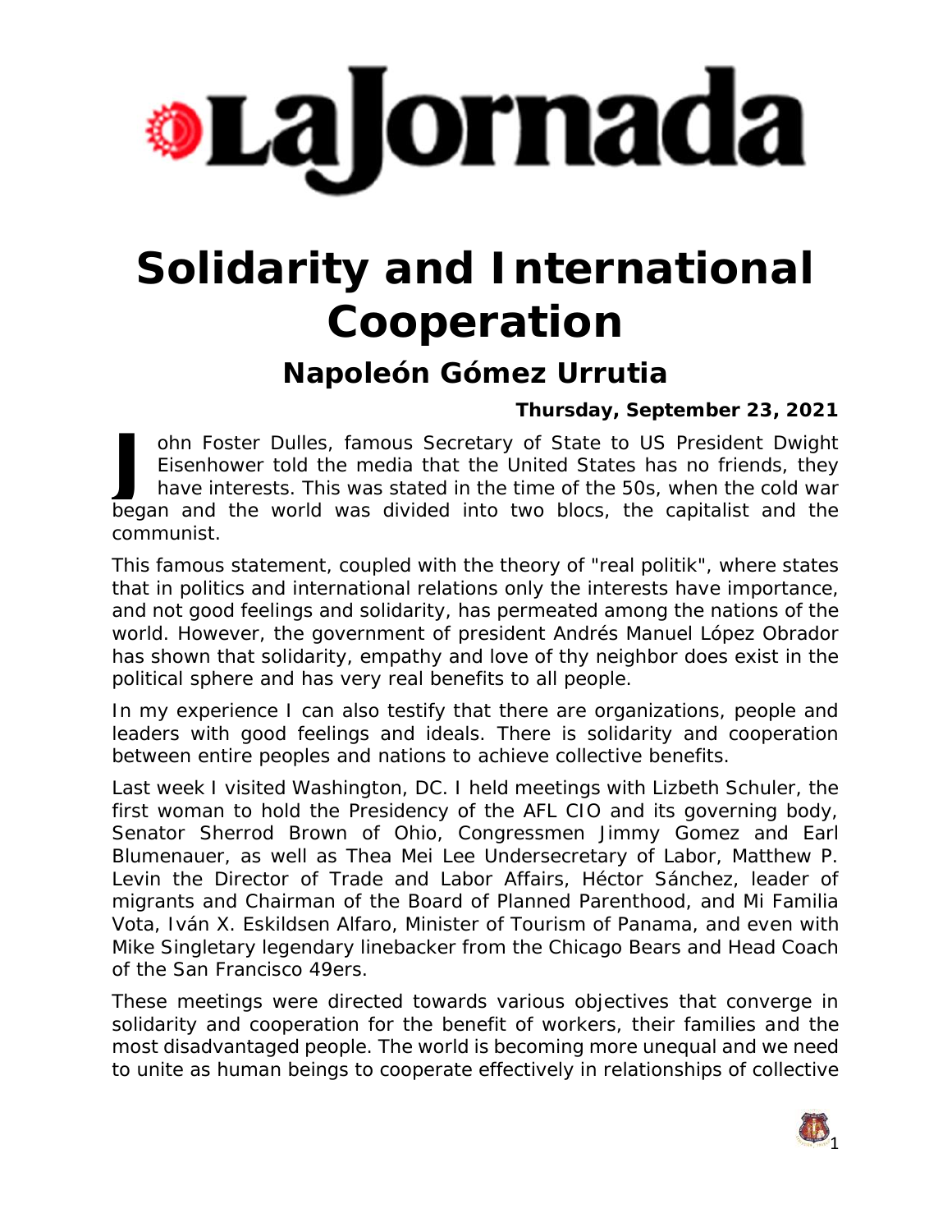# La Jornada

# Solidarity and International Cooperation

## Napoleón Gómez Urrutia

**Thursday, September 23, 2021**

John Foster Dulles, famous Secretary of State to US President Dwight Eisenhower told the media that the United States has no friends, they have interests. This was stated in the time of the 50s, when the cold war began and the world was divided into two blocs, the capitalist and the communist.

This famous statement, coupled with the theory of "real politik", where states that in politics and international relations only the interests have importance, and not good feelings and solidarity, has permeated among the nations of the world. However, the government of president Andrés Manuel López Obrador has shown that solidarity, empathy and love of thy neighbor does exist in the political sphere and has very real benefits to all people.

In my experience I can also testify that there are organizations, people and leaders with good feelings and ideals. There is solidarity and cooperation between entire peoples and nations to achieve collective benefits.

Last week I visited Washington, DC. I held meetings with Lizbeth Schuler, the first woman to hold the Presidency of the AFL CIO and its governing body, Senator Sherrod Brown of Ohio, Congressmen Jimmy Gomez and Earl Blumenauer, as well as Thea Mei Lee Undersecretary of Labor, Matthew P. Levin the Director of Trade and Labor Affairs, Héctor Sánchez, leader of migrants and Chairman of the Board of Planned Parenthood, and Mi Familia Vota, Iván X. Eskildsen Alfaro, Minister of Tourism of Panama, and even with Mike Singletary legendary linebacker from the Chicago Bears and Head Coach of the San Francisco 49ers.

These meetings were directed towards various objectives that converge in solidarity and cooperation for the benefit of workers, their families and the most disadvantaged people. The world is becoming more unequal and we need to unite as human beings to cooperate effectively in relationships of collective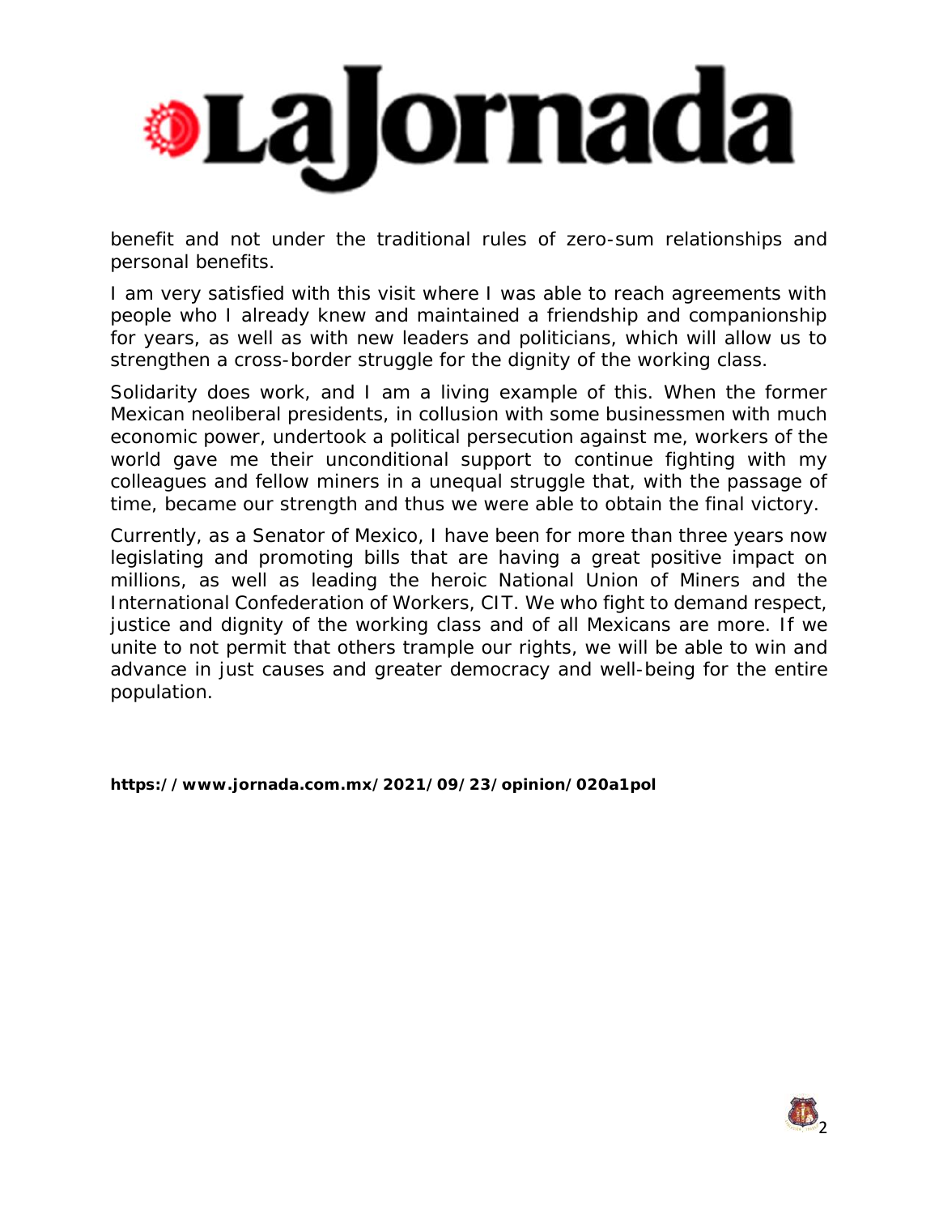benefit and not under the traditional rules of zero-sum relationships and personal benefits.

I am very satisfied with this visit where I was able to reach agreements with people who I already knew and maintained a friendship and companionship for years, as well as with new leaders and politicians, which will allow us to strengthen a cross-border struggle for the dignity of the working class.

Solidarity does work, and I am a living example of this. When the former Mexican neoliberal presidents, in collusion with some businessmen with much economic power, undertook a political persecution against me, workers of the world gave me their unconditional support to continue fighting with my colleagues and fellow miners in a unequal struggle that, with the passage of time, became our strength and thus we were able to obtain the final victory.

Currently, as a Senator of Mexico, I have been for more than three years now legislating and promoting bills that are having a great positive impact on millions, as well as leading the heroic National Union of Miners and the International Confederation of Workers, CIT. We who fight to demand respect, justice and dignity of the working class and of all Mexicans are more. If we unite to not permit that others trample our rights, we will be able to win and advance in just causes and greater democracy and well-being for the entire population.

**https://www.jornada.com.mx/2021/09/23/opinion/020a1pol**